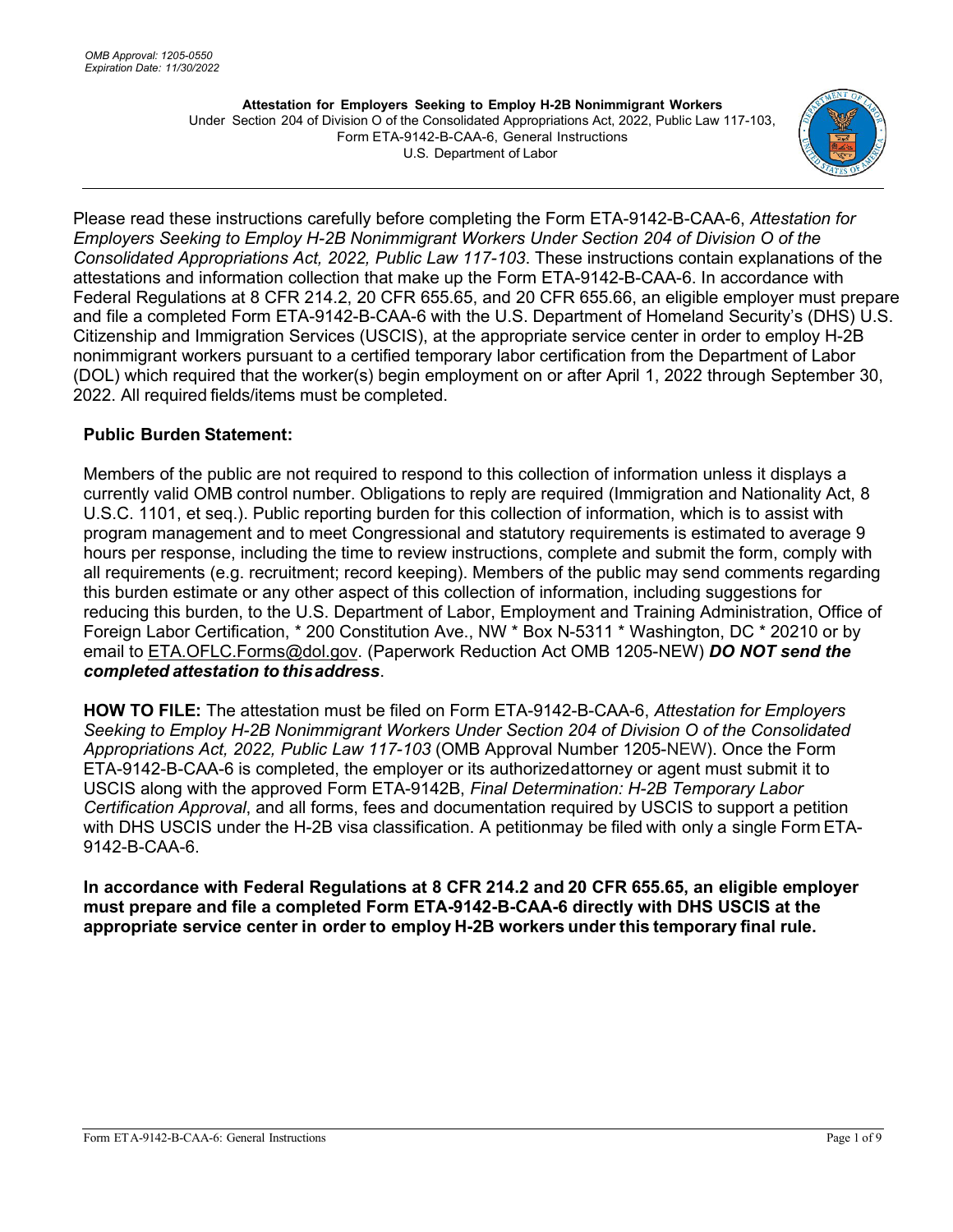*OMB Approval: 1205-0550*
*Expiration Date: 11/30/2022*

**Attestation for Employers Seeking to Employ H-2B Nonimmigrant Workers**
Under Section 204 of Division O of the Consolidated Appropriations Act, 2022, Public Law 117-103,
Form ETA-9142-B-CAA-6, General Instructions
U.S. Department of Labor

Please read these instructions carefully before completing the Form ETA-9142-B-CAA-6, *Attestation for Employers Seeking to Employ H-2B Nonimmigrant Workers Under Section 204 of Division O of the Consolidated Appropriations Act, 2022, Public Law 117-103*. These instructions contain explanations of the attestations and information collection that make up the Form ETA-9142-B-CAA-6. In accordance with Federal Regulations at 8 CFR 214.2, 20 CFR 655.65, and 20 CFR 655.66, an eligible employer must prepare and file a completed Form ETA-9142-B-CAA-6 with the U.S. Department of Homeland Security's (DHS) U.S. Citizenship and Immigration Services (USCIS), at the appropriate service center in order to employ H-2B nonimmigrant workers pursuant to a certified temporary labor certification from the Department of Labor (DOL) which required that the worker(s) begin employment on or after April 1, 2022 through September 30, 2022. All required fields/items must be completed.

**Public Burden Statement:**

Members of the public are not required to respond to this collection of information unless it displays a currently valid OMB control number. Obligations to reply are required (Immigration and Nationality Act, 8 U.S.C. 1101, et seq.). Public reporting burden for this collection of information, which is to assist with program management and to meet Congressional and statutory requirements is estimated to average 9 hours per response, including the time to review instructions, complete and submit the form, comply with all requirements (e.g. recruitment; record keeping). Members of the public may send comments regarding this burden estimate or any other aspect of this collection of information, including suggestions for reducing this burden, to the U.S. Department of Labor, Employment and Training Administration, Office of Foreign Labor Certification, * 200 Constitution Ave., NW * Box N-5311 * Washington, DC * 20210 or by email to ETA.OFLC.Forms@dol.gov. (Paperwork Reduction Act OMB 1205-NEW) ***DO NOT send the completed attestation to this address***.

**HOW TO FILE:** The attestation must be filed on Form ETA-9142-B-CAA-6, *Attestation for Employers Seeking to Employ H-2B Nonimmigrant Workers Under Section 204 of Division O of the Consolidated Appropriations Act, 2022, Public Law 117-103* (OMB Approval Number 1205-NEW). Once the Form ETA-9142-B-CAA-6 is completed, the employer or its authorized attorney or agent must submit it to USCIS along with the approved Form ETA-9142B, *Final Determination: H-2B Temporary Labor Certification Approval*, and all forms, fees and documentation required by USCIS to support a petition with DHS USCIS under the H-2B visa classification. A petition may be filed with only a single Form ETA-9142-B-CAA-6.

**In accordance with Federal Regulations at 8 CFR 214.2 and 20 CFR 655.65, an eligible employer must prepare and file a completed Form ETA-9142-B-CAA-6 directly with DHS USCIS at the appropriate service center in order to employ H-2B workers under this temporary final rule.**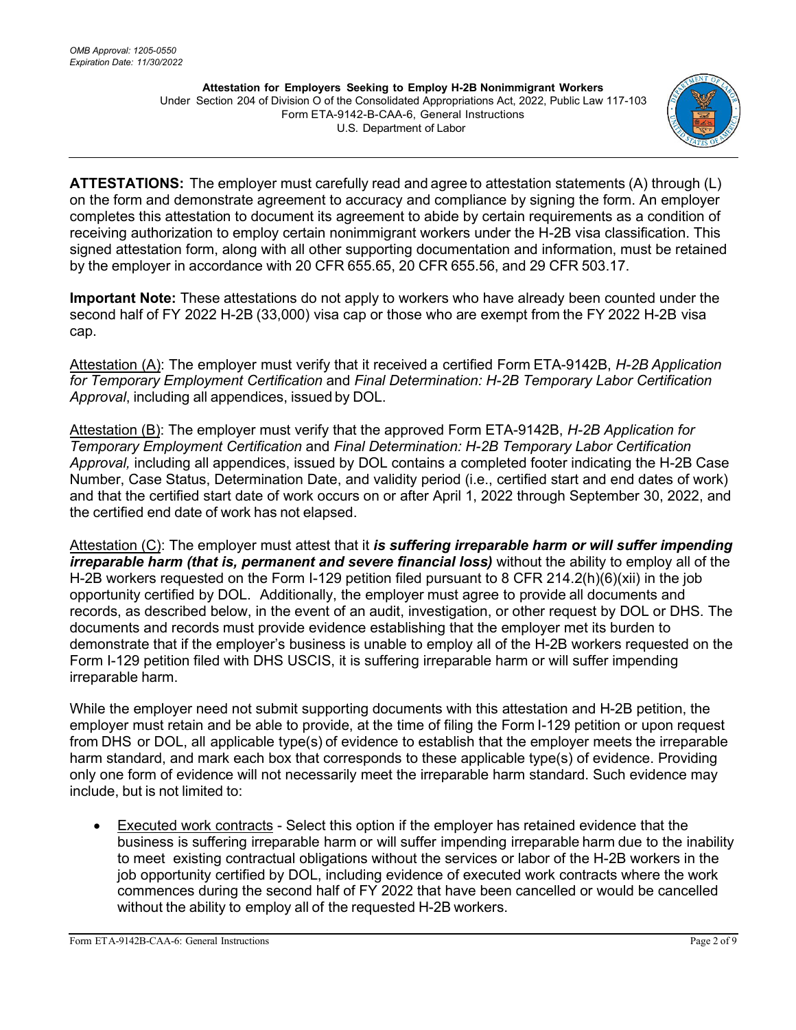*OMB Approval: 1205-0550*
*Expiration Date: 11/30/2022*

**Attestation for Employers Seeking to Employ H-2B Nonimmigrant Workers**
Under Section 204 of Division O of the Consolidated Appropriations Act, 2022, Public Law 117-103
Form ETA-9142-B-CAA-6, General Instructions
U.S. Department of Labor

**ATTESTATIONS:** The employer must carefully read and agree to attestation statements (A) through (L) on the form and demonstrate agreement to accuracy and compliance by signing the form. An employer completes this attestation to document its agreement to abide by certain requirements as a condition of receiving authorization to employ certain nonimmigrant workers under the H-2B visa classification. This signed attestation form, along with all other supporting documentation and information, must be retained by the employer in accordance with 20 CFR 655.65, 20 CFR 655.56, and 29 CFR 503.17.

**Important Note:** These attestations do not apply to workers who have already been counted under the second half of FY 2022 H-2B (33,000) visa cap or those who are exempt from the FY 2022 H-2B visa cap.

Attestation (A): The employer must verify that it received a certified Form ETA-9142B, *H-2B Application for Temporary Employment Certification* and *Final Determination: H-2B Temporary Labor Certification Approval*, including all appendices, issued by DOL.

Attestation (B): The employer must verify that the approved Form ETA-9142B, *H-2B Application for Temporary Employment Certification* and *Final Determination: H-2B Temporary Labor Certification Approval,* including all appendices, issued by DOL contains a completed footer indicating the H-2B Case Number, Case Status, Determination Date, and validity period (i.e., certified start and end dates of work) and that the certified start date of work occurs on or after April 1, 2022 through September 30, 2022, and the certified end date of work has not elapsed.

Attestation (C): The employer must attest that it ***is suffering irreparable harm or will suffer impending irreparable harm (that is, permanent and severe financial loss)*** without the ability to employ all of the H-2B workers requested on the Form I-129 petition filed pursuant to 8 CFR 214.2(h)(6)(xii) in the job opportunity certified by DOL. Additionally, the employer must agree to provide all documents and records, as described below, in the event of an audit, investigation, or other request by DOL or DHS. The documents and records must provide evidence establishing that the employer met its burden to demonstrate that if the employer's business is unable to employ all of the H-2B workers requested on the Form I-129 petition filed with DHS USCIS, it is suffering irreparable harm or will suffer impending irreparable harm.

While the employer need not submit supporting documents with this attestation and H-2B petition, the employer must retain and be able to provide, at the time of filing the Form I-129 petition or upon request from DHS or DOL, all applicable type(s) of evidence to establish that the employer meets the irreparable harm standard, and mark each box that corresponds to these applicable type(s) of evidence. Providing only one form of evidence will not necessarily meet the irreparable harm standard. Such evidence may include, but is not limited to:

- Executed work contracts - Select this option if the employer has retained evidence that the business is suffering irreparable harm or will suffer impending irreparable harm due to the inability to meet existing contractual obligations without the services or labor of the H-2B workers in the job opportunity certified by DOL, including evidence of executed work contracts where the work commences during the second half of FY 2022 that have been cancelled or would be cancelled without the ability to employ all of the requested H-2B workers.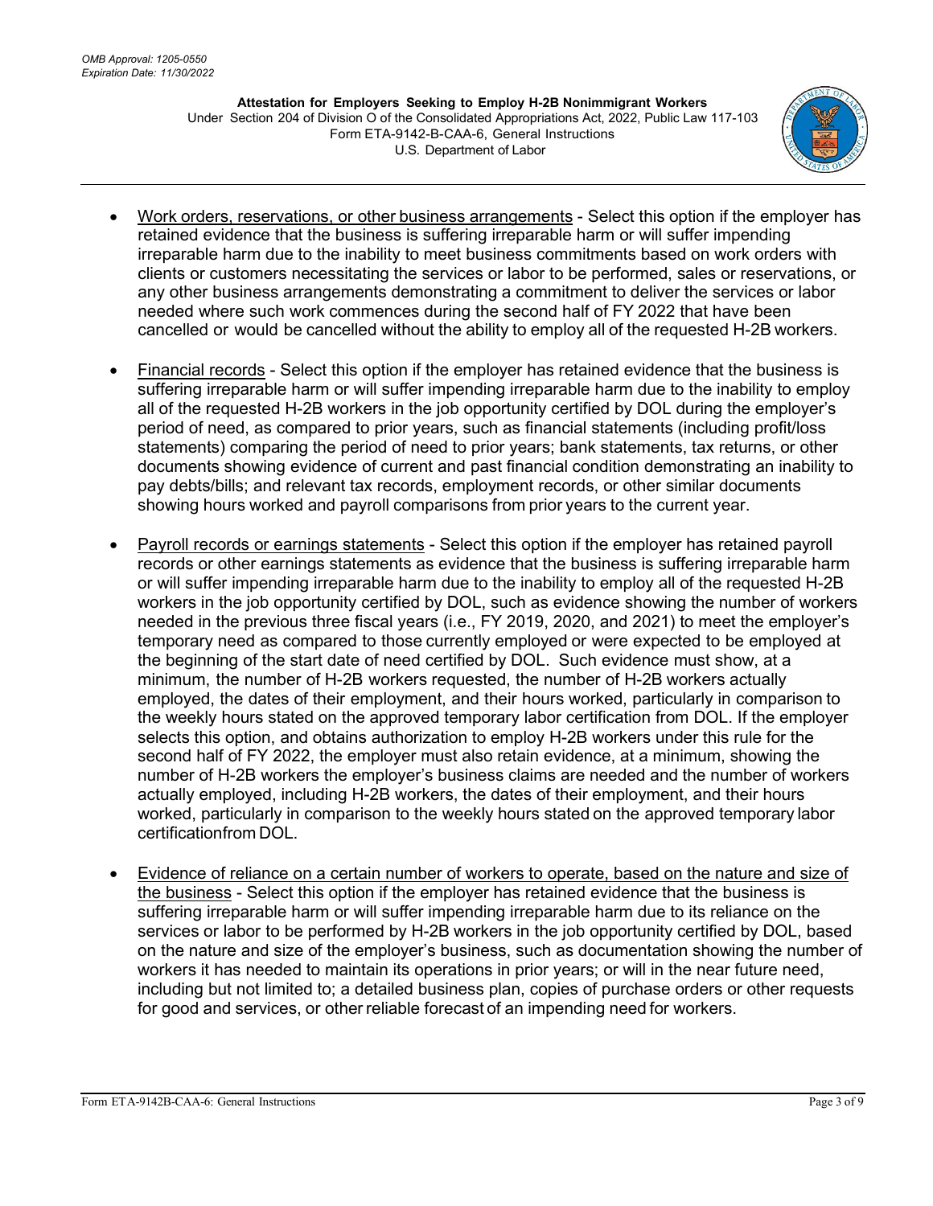- Work orders, reservations, or other business arrangements - Select this option if the employer has retained evidence that the business is suffering irreparable harm or will suffer impending irreparable harm due to the inability to meet business commitments based on work orders with clients or customers necessitating the services or labor to be performed, sales or reservations, or any other business arrangements demonstrating a commitment to deliver the services or labor needed where such work commences during the second half of FY 2022 that have been cancelled or would be cancelled without the ability to employ all of the requested H-2B workers.

- Financial records - Select this option if the employer has retained evidence that the business is suffering irreparable harm or will suffer impending irreparable harm due to the inability to employ all of the requested H-2B workers in the job opportunity certified by DOL during the employer's period of need, as compared to prior years, such as financial statements (including profit/loss statements) comparing the period of need to prior years; bank statements, tax returns, or other documents showing evidence of current and past financial condition demonstrating an inability to pay debts/bills; and relevant tax records, employment records, or other similar documents showing hours worked and payroll comparisons from prior years to the current year.

- Payroll records or earnings statements - Select this option if the employer has retained payroll records or other earnings statements as evidence that the business is suffering irreparable harm or will suffer impending irreparable harm due to the inability to employ all of the requested H-2B workers in the job opportunity certified by DOL, such as evidence showing the number of workers needed in the previous three fiscal years (i.e., FY 2019, 2020, and 2021) to meet the employer's temporary need as compared to those currently employed or were expected to be employed at the beginning of the start date of need certified by DOL. Such evidence must show, at a minimum, the number of H-2B workers requested, the number of H-2B workers actually employed, the dates of their employment, and their hours worked, particularly in comparison to the weekly hours stated on the approved temporary labor certification from DOL. If the employer selects this option, and obtains authorization to employ H-2B workers under this rule for the second half of FY 2022, the employer must also retain evidence, at a minimum, showing the number of H-2B workers the employer's business claims are needed and the number of workers actually employed, including H-2B workers, the dates of their employment, and their hours worked, particularly in comparison to the weekly hours stated on the approved temporary labor certificationfrom DOL.

- Evidence of reliance on a certain number of workers to operate, based on the nature and size of the business - Select this option if the employer has retained evidence that the business is suffering irreparable harm or will suffer impending irreparable harm due to its reliance on the services or labor to be performed by H-2B workers in the job opportunity certified by DOL, based on the nature and size of the employer's business, such as documentation showing the number of workers it has needed to maintain its operations in prior years; or will in the near future need, including but not limited to; a detailed business plan, copies of purchase orders or other requests for good and services, or other reliable forecast of an impending need for workers.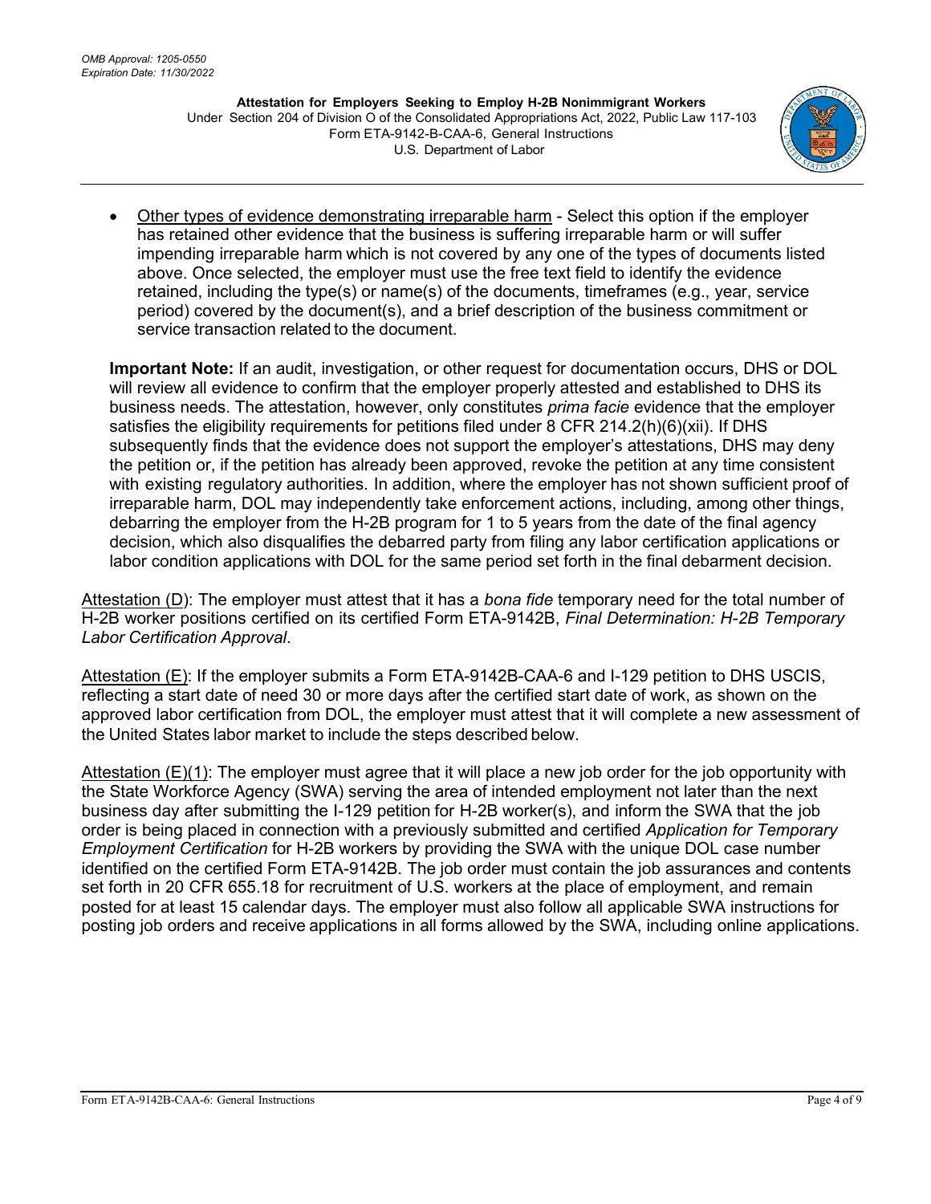- <u>Other types of evidence demonstrating irreparable harm</u> - Select this option if the employer has retained other evidence that the business is suffering irreparable harm or will suffer impending irreparable harm which is not covered by any one of the types of documents listed above. Once selected, the employer must use the free text field to identify the evidence retained, including the type(s) or name(s) of the documents, timeframes (e.g., year, service period) covered by the document(s), and a brief description of the business commitment or service transaction related to the document.

  **Important Note:** If an audit, investigation, or other request for documentation occurs, DHS or DOL will review all evidence to confirm that the employer properly attested and established to DHS its business needs. The attestation, however, only constitutes *prima facie* evidence that the employer satisfies the eligibility requirements for petitions filed under 8 CFR 214.2(h)(6)(xii). If DHS subsequently finds that the evidence does not support the employer's attestations, DHS may deny the petition or, if the petition has already been approved, revoke the petition at any time consistent with existing regulatory authorities. In addition, where the employer has not shown sufficient proof of irreparable harm, DOL may independently take enforcement actions, including, among other things, debarring the employer from the H-2B program for 1 to 5 years from the date of the final agency decision, which also disqualifies the debarred party from filing any labor certification applications or labor condition applications with DOL for the same period set forth in the final debarment decision.

<u>Attestation (D)</u>: The employer must attest that it has a *bona fide* temporary need for the total number of H-2B worker positions certified on its certified Form ETA-9142B, *Final Determination: H-2B Temporary Labor Certification Approval*.

<u>Attestation (E)</u>: If the employer submits a Form ETA-9142B-CAA-6 and I-129 petition to DHS USCIS, reflecting a start date of need 30 or more days after the certified start date of work, as shown on the approved labor certification from DOL, the employer must attest that it will complete a new assessment of the United States labor market to include the steps described below.

<u>Attestation (E)(1)</u>: The employer must agree that it will place a new job order for the job opportunity with the State Workforce Agency (SWA) serving the area of intended employment not later than the next business day after submitting the I-129 petition for H-2B worker(s), and inform the SWA that the job order is being placed in connection with a previously submitted and certified *Application for Temporary Employment Certification* for H-2B workers by providing the SWA with the unique DOL case number identified on the certified Form ETA-9142B. The job order must contain the job assurances and contents set forth in 20 CFR 655.18 for recruitment of U.S. workers at the place of employment, and remain posted for at least 15 calendar days. The employer must also follow all applicable SWA instructions for posting job orders and receive applications in all forms allowed by the SWA, including online applications.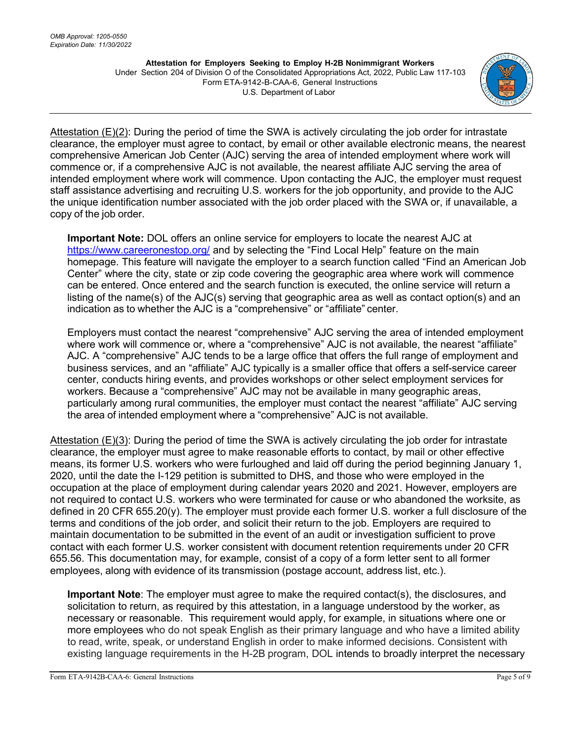Attestation (E)(2): During the period of time the SWA is actively circulating the job order for intrastate clearance, the employer must agree to contact, by email or other available electronic means, the nearest comprehensive American Job Center (AJC) serving the area of intended employment where work will commence or, if a comprehensive AJC is not available, the nearest affiliate AJC serving the area of intended employment where work will commence. Upon contacting the AJC, the employer must request staff assistance advertising and recruiting U.S. workers for the job opportunity, and provide to the AJC the unique identification number associated with the job order placed with the SWA or, if unavailable, a copy of the job order.

> **Important Note:** DOL offers an online service for employers to locate the nearest AJC at https://www.careeronestop.org/ and by selecting the "Find Local Help" feature on the main homepage. This feature will navigate the employer to a search function called "Find an American Job Center" where the city, state or zip code covering the geographic area where work will commence can be entered. Once entered and the search function is executed, the online service will return a listing of the name(s) of the AJC(s) serving that geographic area as well as contact option(s) and an indication as to whether the AJC is a "comprehensive" or "affiliate" center.
>
> Employers must contact the nearest "comprehensive" AJC serving the area of intended employment where work will commence or, where a "comprehensive" AJC is not available, the nearest "affiliate" AJC. A "comprehensive" AJC tends to be a large office that offers the full range of employment and business services, and an "affiliate" AJC typically is a smaller office that offers a self-service career center, conducts hiring events, and provides workshops or other select employment services for workers. Because a "comprehensive" AJC may not be available in many geographic areas, particularly among rural communities, the employer must contact the nearest "affiliate" AJC serving the area of intended employment where a "comprehensive" AJC is not available.

Attestation (E)(3): During the period of time the SWA is actively circulating the job order for intrastate clearance, the employer must agree to make reasonable efforts to contact, by mail or other effective means, its former U.S. workers who were furloughed and laid off during the period beginning January 1, 2020, until the date the I-129 petition is submitted to DHS, and those who were employed in the occupation at the place of employment during calendar years 2020 and 2021. However, employers are not required to contact U.S. workers who were terminated for cause or who abandoned the worksite, as defined in 20 CFR 655.20(y). The employer must provide each former U.S. worker a full disclosure of the terms and conditions of the job order, and solicit their return to the job. Employers are required to maintain documentation to be submitted in the event of an audit or investigation sufficient to prove contact with each former U.S. worker consistent with document retention requirements under 20 CFR 655.56. This documentation may, for example, consist of a copy of a form letter sent to all former employees, along with evidence of its transmission (postage account, address list, etc.).

> **Important Note**: The employer must agree to make the required contact(s), the disclosures, and solicitation to return, as required by this attestation, in a language understood by the worker, as necessary or reasonable. This requirement would apply, for example, in situations where one or more employees who do not speak English as their primary language and who have a limited ability to read, write, speak, or understand English in order to make informed decisions. Consistent with existing language requirements in the H-2B program, DOL intends to broadly interpret the necessary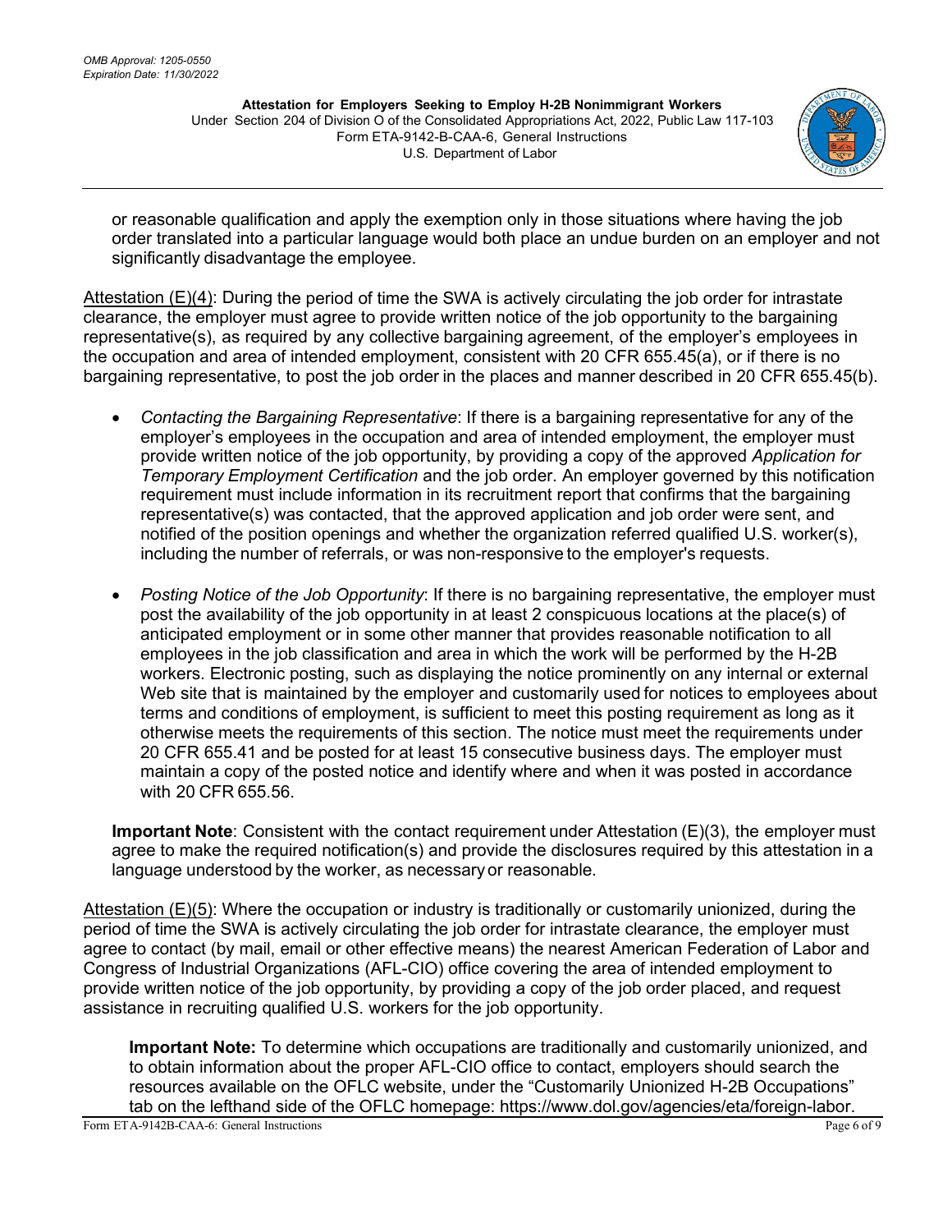or reasonable qualification and apply the exemption only in those situations where having the job order translated into a particular language would both place an undue burden on an employer and not significantly disadvantage the employee.

Attestation (E)(4): During the period of time the SWA is actively circulating the job order for intrastate clearance, the employer must agree to provide written notice of the job opportunity to the bargaining representative(s), as required by any collective bargaining agreement, of the employer's employees in the occupation and area of intended employment, consistent with 20 CFR 655.45(a), or if there is no bargaining representative, to post the job order in the places and manner described in 20 CFR 655.45(b).

- *Contacting the Bargaining Representative*: If there is a bargaining representative for any of the employer's employees in the occupation and area of intended employment, the employer must provide written notice of the job opportunity, by providing a copy of the approved *Application for Temporary Employment Certification* and the job order. An employer governed by this notification requirement must include information in its recruitment report that confirms that the bargaining representative(s) was contacted, that the approved application and job order were sent, and notified of the position openings and whether the organization referred qualified U.S. worker(s), including the number of referrals, or was non-responsive to the employer's requests.

- *Posting Notice of the Job Opportunity*: If there is no bargaining representative, the employer must post the availability of the job opportunity in at least 2 conspicuous locations at the place(s) of anticipated employment or in some other manner that provides reasonable notification to all employees in the job classification and area in which the work will be performed by the H-2B workers. Electronic posting, such as displaying the notice prominently on any internal or external Web site that is maintained by the employer and customarily used for notices to employees about terms and conditions of employment, is sufficient to meet this posting requirement as long as it otherwise meets the requirements of this section. The notice must meet the requirements under 20 CFR 655.41 and be posted for at least 15 consecutive business days. The employer must maintain a copy of the posted notice and identify where and when it was posted in accordance with 20 CFR 655.56.

**Important Note**: Consistent with the contact requirement under Attestation (E)(3), the employer must agree to make the required notification(s) and provide the disclosures required by this attestation in a language understood by the worker, as necessary or reasonable.

Attestation (E)(5): Where the occupation or industry is traditionally or customarily unionized, during the period of time the SWA is actively circulating the job order for intrastate clearance, the employer must agree to contact (by mail, email or other effective means) the nearest American Federation of Labor and Congress of Industrial Organizations (AFL-CIO) office covering the area of intended employment to provide written notice of the job opportunity, by providing a copy of the job order placed, and request assistance in recruiting qualified U.S. workers for the job opportunity.

**Important Note:** To determine which occupations are traditionally and customarily unionized, and to obtain information about the proper AFL-CIO office to contact, employers should search the resources available on the OFLC website, under the "Customarily Unionized H-2B Occupations" tab on the lefthand side of the OFLC homepage: https://www.dol.gov/agencies/eta/foreign-labor.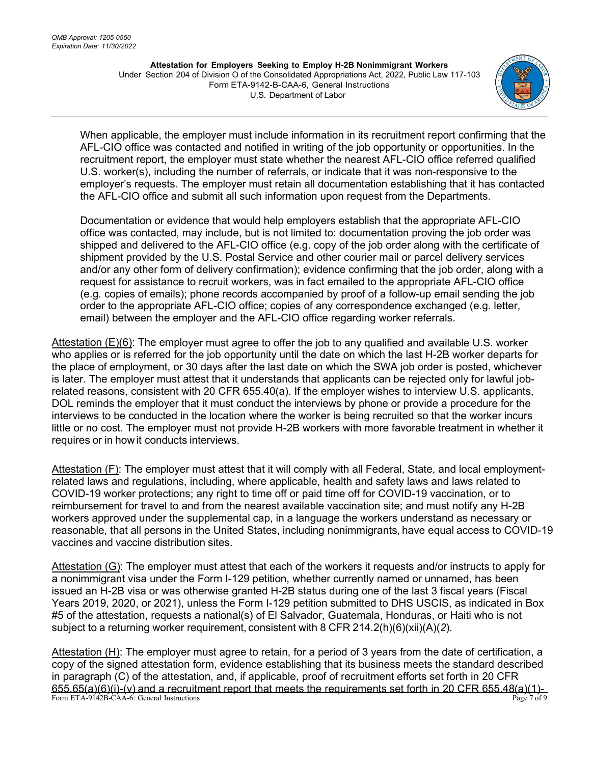When applicable, the employer must include information in its recruitment report confirming that the AFL-CIO office was contacted and notified in writing of the job opportunity or opportunities. In the recruitment report, the employer must state whether the nearest AFL-CIO office referred qualified U.S. worker(s), including the number of referrals, or indicate that it was non-responsive to the employer's requests. The employer must retain all documentation establishing that it has contacted the AFL-CIO office and submit all such information upon request from the Departments.

Documentation or evidence that would help employers establish that the appropriate AFL-CIO office was contacted, may include, but is not limited to: documentation proving the job order was shipped and delivered to the AFL-CIO office (e.g. copy of the job order along with the certificate of shipment provided by the U.S. Postal Service and other courier mail or parcel delivery services and/or any other form of delivery confirmation); evidence confirming that the job order, along with a request for assistance to recruit workers, was in fact emailed to the appropriate AFL-CIO office (e.g. copies of emails); phone records accompanied by proof of a follow-up email sending the job order to the appropriate AFL-CIO office; copies of any correspondence exchanged (e.g. letter, email) between the employer and the AFL-CIO office regarding worker referrals.

<u>Attestation (E)(6)</u>: The employer must agree to offer the job to any qualified and available U.S. worker who applies or is referred for the job opportunity until the date on which the last H-2B worker departs for the place of employment, or 30 days after the last date on which the SWA job order is posted, whichever is later. The employer must attest that it understands that applicants can be rejected only for lawful job-related reasons, consistent with 20 CFR 655.40(a). If the employer wishes to interview U.S. applicants, DOL reminds the employer that it must conduct the interviews by phone or provide a procedure for the interviews to be conducted in the location where the worker is being recruited so that the worker incurs little or no cost. The employer must not provide H-2B workers with more favorable treatment in whether it requires or in how it conducts interviews.

<u>Attestation (F)</u>: The employer must attest that it will comply with all Federal, State, and local employment-related laws and regulations, including, where applicable, health and safety laws and laws related to COVID-19 worker protections; any right to time off or paid time off for COVID-19 vaccination, or to reimbursement for travel to and from the nearest available vaccination site; and must notify any H-2B workers approved under the supplemental cap, in a language the workers understand as necessary or reasonable, that all persons in the United States, including nonimmigrants, have equal access to COVID-19 vaccines and vaccine distribution sites.

<u>Attestation (G)</u>: The employer must attest that each of the workers it requests and/or instructs to apply for a nonimmigrant visa under the Form I-129 petition, whether currently named or unnamed, has been issued an H-2B visa or was otherwise granted H-2B status during one of the last 3 fiscal years (Fiscal Years 2019, 2020, or 2021), unless the Form I-129 petition submitted to DHS USCIS, as indicated in Box #5 of the attestation, requests a national(s) of El Salvador, Guatemala, Honduras, or Haiti who is not subject to a returning worker requirement, consistent with 8 CFR 214.2(h)(6)(xii)(A)(*2*).

<u>Attestation (H)</u>: The employer must agree to retain, for a period of 3 years from the date of certification, a copy of the signed attestation form, evidence establishing that its business meets the standard described in paragraph (C) of the attestation, and, if applicable, proof of recruitment efforts set forth in 20 CFR <u>655.65(a)(6)(i)-(v) and a recruitment report that meets the requirements set forth in 20 CFR 655.48(a)(1)-</u>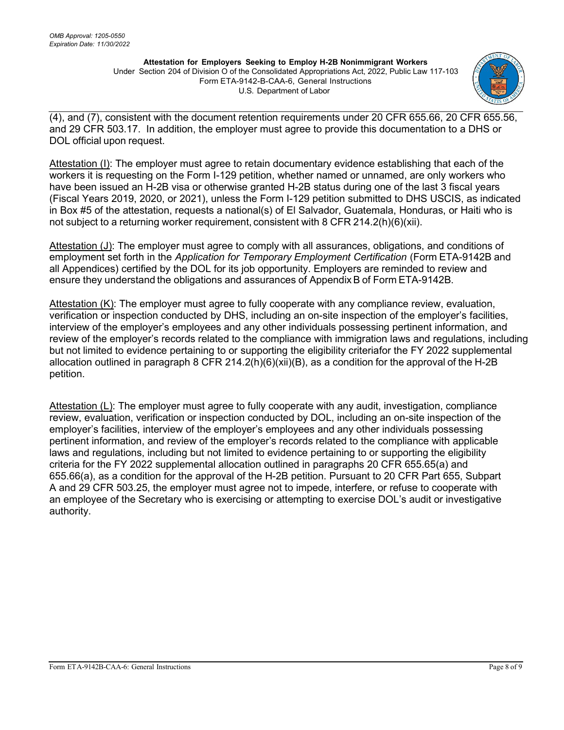(4), and (7), consistent with the document retention requirements under 20 CFR 655.66, 20 CFR 655.56, and 29 CFR 503.17. In addition, the employer must agree to provide this documentation to a DHS or DOL official upon request.

Attestation (I): The employer must agree to retain documentary evidence establishing that each of the workers it is requesting on the Form I-129 petition, whether named or unnamed, are only workers who have been issued an H-2B visa or otherwise granted H-2B status during one of the last 3 fiscal years (Fiscal Years 2019, 2020, or 2021), unless the Form I-129 petition submitted to DHS USCIS, as indicated in Box #5 of the attestation, requests a national(s) of El Salvador, Guatemala, Honduras, or Haiti who is not subject to a returning worker requirement, consistent with 8 CFR 214.2(h)(6)(xii).

Attestation (J): The employer must agree to comply with all assurances, obligations, and conditions of employment set forth in the *Application for Temporary Employment Certification* (Form ETA-9142B and all Appendices) certified by the DOL for its job opportunity. Employers are reminded to review and ensure they understand the obligations and assurances of Appendix B of Form ETA-9142B.

Attestation (K): The employer must agree to fully cooperate with any compliance review, evaluation, verification or inspection conducted by DHS, including an on-site inspection of the employer's facilities, interview of the employer's employees and any other individuals possessing pertinent information, and review of the employer's records related to the compliance with immigration laws and regulations, including but not limited to evidence pertaining to or supporting the eligibility criteriafor the FY 2022 supplemental allocation outlined in paragraph 8 CFR 214.2(h)(6)(xii)(B), as a condition for the approval of the H-2B petition.

Attestation (L): The employer must agree to fully cooperate with any audit, investigation, compliance review, evaluation, verification or inspection conducted by DOL, including an on-site inspection of the employer's facilities, interview of the employer's employees and any other individuals possessing pertinent information, and review of the employer's records related to the compliance with applicable laws and regulations, including but not limited to evidence pertaining to or supporting the eligibility criteria for the FY 2022 supplemental allocation outlined in paragraphs 20 CFR 655.65(a) and 655.66(a), as a condition for the approval of the H-2B petition. Pursuant to 20 CFR Part 655, Subpart A and 29 CFR 503.25, the employer must agree not to impede, interfere, or refuse to cooperate with an employee of the Secretary who is exercising or attempting to exercise DOL's audit or investigative authority.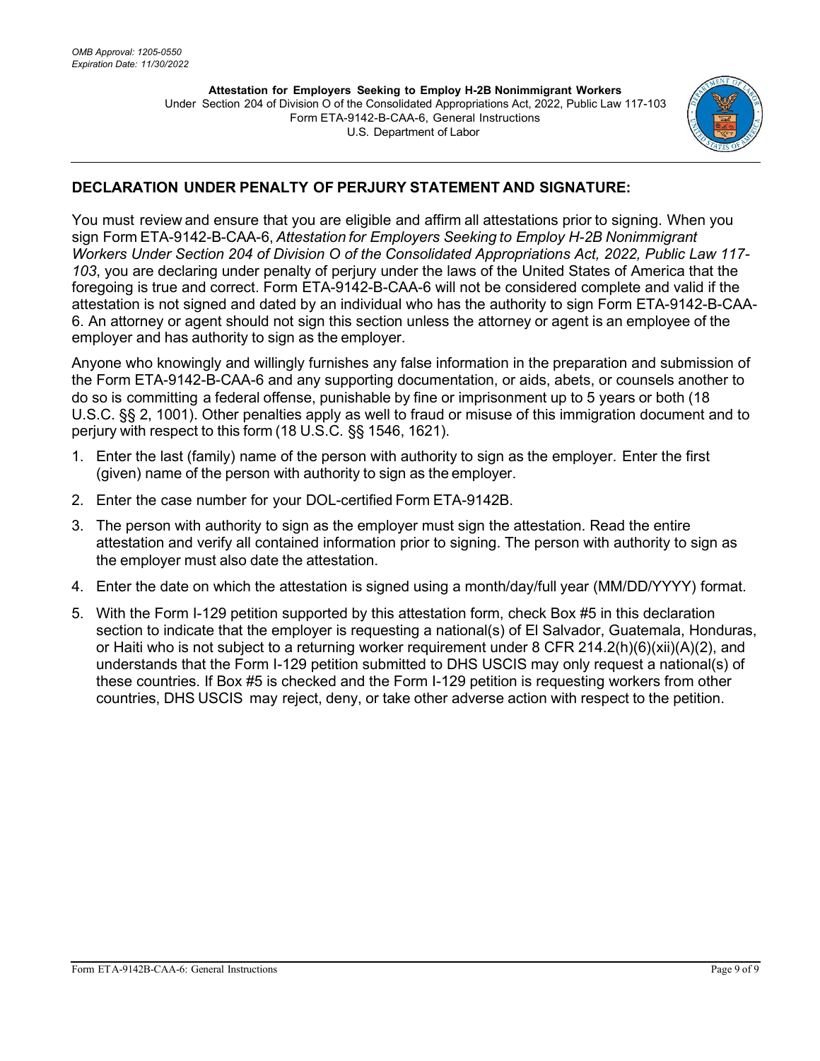OMB Approval: 1205-0550
Expiration Date: 11/30/2022

**Attestation for Employers Seeking to Employ H-2B Nonimmigrant Workers**
Under Section 204 of Division O of the Consolidated Appropriations Act, 2022, Public Law 117-103
Form ETA-9142-B-CAA-6, General Instructions
U.S. Department of Labor

## DECLARATION UNDER PENALTY OF PERJURY STATEMENT AND SIGNATURE:

You must review and ensure that you are eligible and affirm all attestations prior to signing. When you sign Form ETA-9142-B-CAA-6, *Attestation for Employers Seeking to Employ H-2B Nonimmigrant Workers Under Section 204 of Division O of the Consolidated Appropriations Act, 2022, Public Law 117-103*, you are declaring under penalty of perjury under the laws of the United States of America that the foregoing is true and correct. Form ETA-9142-B-CAA-6 will not be considered complete and valid if the attestation is not signed and dated by an individual who has the authority to sign Form ETA-9142-B-CAA-6. An attorney or agent should not sign this section unless the attorney or agent is an employee of the employer and has authority to sign as the employer.

Anyone who knowingly and willingly furnishes any false information in the preparation and submission of the Form ETA-9142-B-CAA-6 and any supporting documentation, or aids, abets, or counsels another to do so is committing a federal offense, punishable by fine or imprisonment up to 5 years or both (18 U.S.C. §§ 2, 1001). Other penalties apply as well to fraud or misuse of this immigration document and to perjury with respect to this form (18 U.S.C. §§ 1546, 1621).

1. Enter the last (family) name of the person with authority to sign as the employer. Enter the first (given) name of the person with authority to sign as the employer.
2. Enter the case number for your DOL-certified Form ETA-9142B.
3. The person with authority to sign as the employer must sign the attestation. Read the entire attestation and verify all contained information prior to signing. The person with authority to sign as the employer must also date the attestation.
4. Enter the date on which the attestation is signed using a month/day/full year (MM/DD/YYYY) format.
5. With the Form I-129 petition supported by this attestation form, check Box #5 in this declaration section to indicate that the employer is requesting a national(s) of El Salvador, Guatemala, Honduras, or Haiti who is not subject to a returning worker requirement under 8 CFR 214.2(h)(6)(xii)(A)(2), and understands that the Form I-129 petition submitted to DHS USCIS may only request a national(s) of these countries. If Box #5 is checked and the Form I-129 petition is requesting workers from other countries, DHS USCIS may reject, deny, or take other adverse action with respect to the petition.